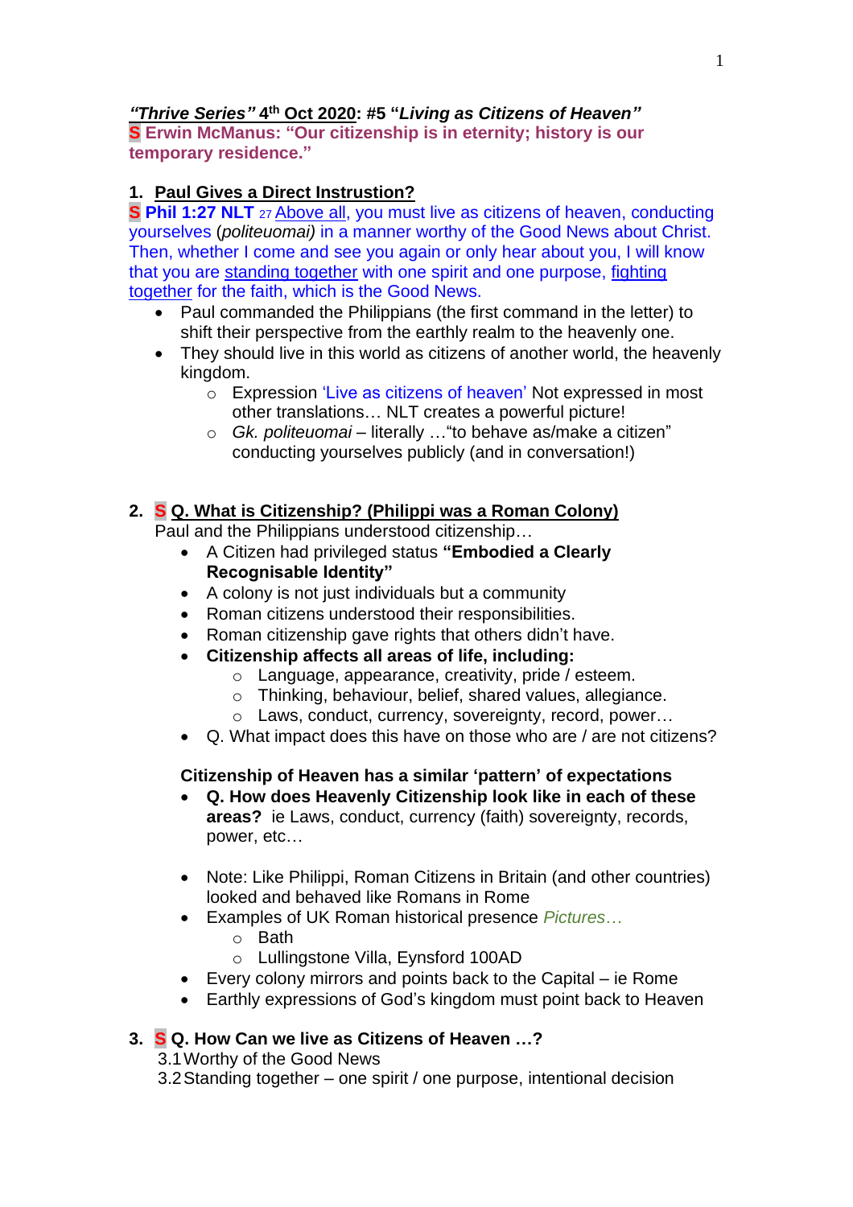***"Thrive Series"* 4th Oct 2020: #5 "*Living as Citizens of Heaven*"**
**S Erwin McManus: "Our citizenship is in eternity; history is our temporary residence."**

1. **Paul Gives a Direct Instrustion?**

**S Phil 1:27 NLT** 27 Above all, you must live as citizens of heaven, conducting yourselves (*politeuomai)* in a manner worthy of the Good News about Christ. Then, whether I come and see you again or only hear about you, I will know that you are standing together with one spirit and one purpose, fighting together for the faith, which is the Good News.

- Paul commanded the Philippians (the first command in the letter) to shift their perspective from the earthly realm to the heavenly one.
- They should live in this world as citizens of another world, the heavenly kingdom.
  - Expression 'Live as citizens of heaven' Not expressed in most other translations… NLT creates a powerful picture!
  - *Gk. politeuomai* – literally …"to behave as/make a citizen" conducting yourselves publicly (and in conversation!)

2. **S Q. What is Citizenship? (Philippi was a Roman Colony)**

Paul and the Philippians understood citizenship…

- A Citizen had privileged status **"Embodied a Clearly Recognisable Identity"**
- A colony is not just individuals but a community
- Roman citizens understood their responsibilities.
- Roman citizenship gave rights that others didn't have.
- **Citizenship affects all areas of life, including:**
  - Language, appearance, creativity, pride / esteem.
  - Thinking, behaviour, belief, shared values, allegiance.
  - Laws, conduct, currency, sovereignty, record, power…
- Q. What impact does this have on those who are / are not citizens?

**Citizenship of Heaven has a similar 'pattern' of expectations**

- **Q. How does Heavenly Citizenship look like in each of these areas?** ie Laws, conduct, currency (faith) sovereignty, records, power, etc…

- Note: Like Philippi, Roman Citizens in Britain (and other countries) looked and behaved like Romans in Rome
- Examples of UK Roman historical presence *Pictures…*
  - Bath
  - Lullingstone Villa, Eynsford 100AD
- Every colony mirrors and points back to the Capital – ie Rome
- Earthly expressions of God's kingdom must point back to Heaven

3. **S Q. How Can we live as Citizens of Heaven …?**

3.1 Worthy of the Good News
3.2 Standing together – one spirit / one purpose, intentional decision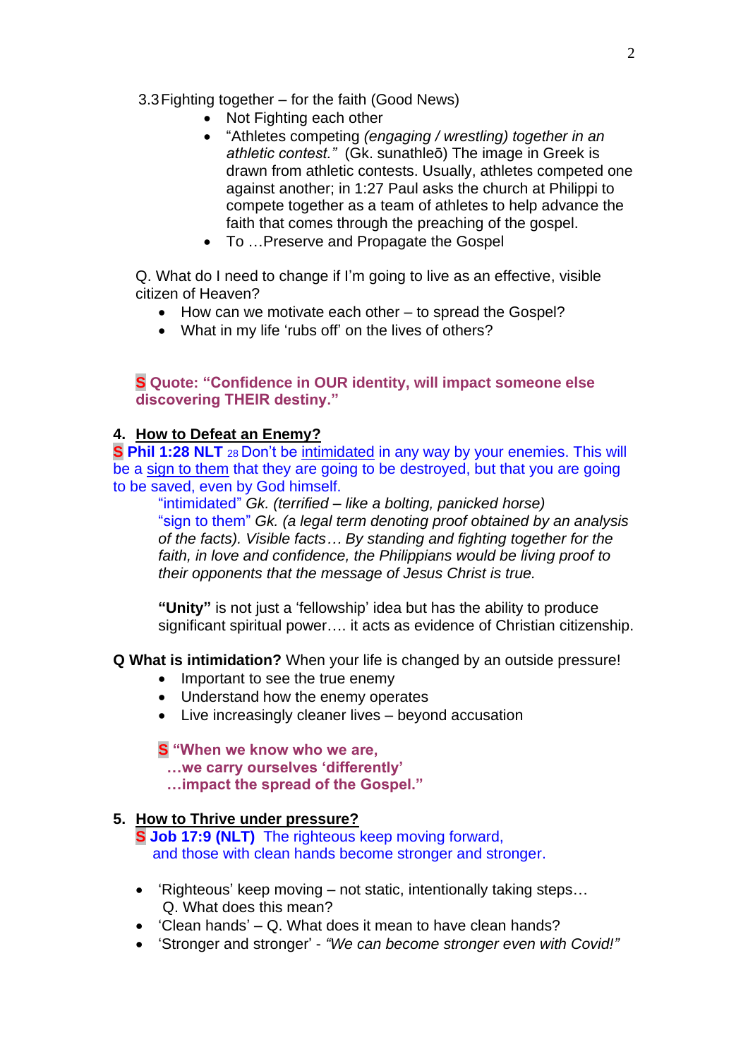3.3 Fighting together – for the faith (Good News)

- Not Fighting each other
- "Athletes competing *(engaging / wrestling) together in an athletic contest."* (Gk. sunathleō) The image in Greek is drawn from athletic contests. Usually, athletes competed one against another; in 1:27 Paul asks the church at Philippi to compete together as a team of athletes to help advance the faith that comes through the preaching of the gospel.
- To …Preserve and Propagate the Gospel

Q. What do I need to change if I'm going to live as an effective, visible citizen of Heaven?

- How can we motivate each other – to spread the Gospel?
- What in my life 'rubs off' on the lives of others?

**S Quote: "Confidence in OUR identity, will impact someone else discovering THEIR destiny."**

## 4. How to Defeat an Enemy?

**S Phil 1:28 NLT** 28 Don't be intimidated in any way by your enemies. This will be a sign to them that they are going to be destroyed, but that you are going to be saved, even by God himself.

"intimidated" *Gk. (terrified – like a bolting, panicked horse)*
"sign to them" *Gk. (a legal term denoting proof obtained by an analysis of the facts). Visible facts… By standing and fighting together for the faith, in love and confidence, the Philippians would be living proof to their opponents that the message of Jesus Christ is true.*

**"Unity"** is not just a 'fellowship' idea but has the ability to produce significant spiritual power…. it acts as evidence of Christian citizenship.

**Q What is intimidation?** When your life is changed by an outside pressure!

- Important to see the true enemy
- Understand how the enemy operates
- Live increasingly cleaner lives – beyond accusation

**S "When we know who we are,
…we carry ourselves 'differently'
…impact the spread of the Gospel."**

## 5. How to Thrive under pressure?

**S Job 17:9 (NLT)** The righteous keep moving forward,
and those with clean hands become stronger and stronger.

- 'Righteous' keep moving – not static, intentionally taking steps…
  Q. What does this mean?
- 'Clean hands' – Q. What does it mean to have clean hands?
- 'Stronger and stronger' - *"We can become stronger even with Covid!"*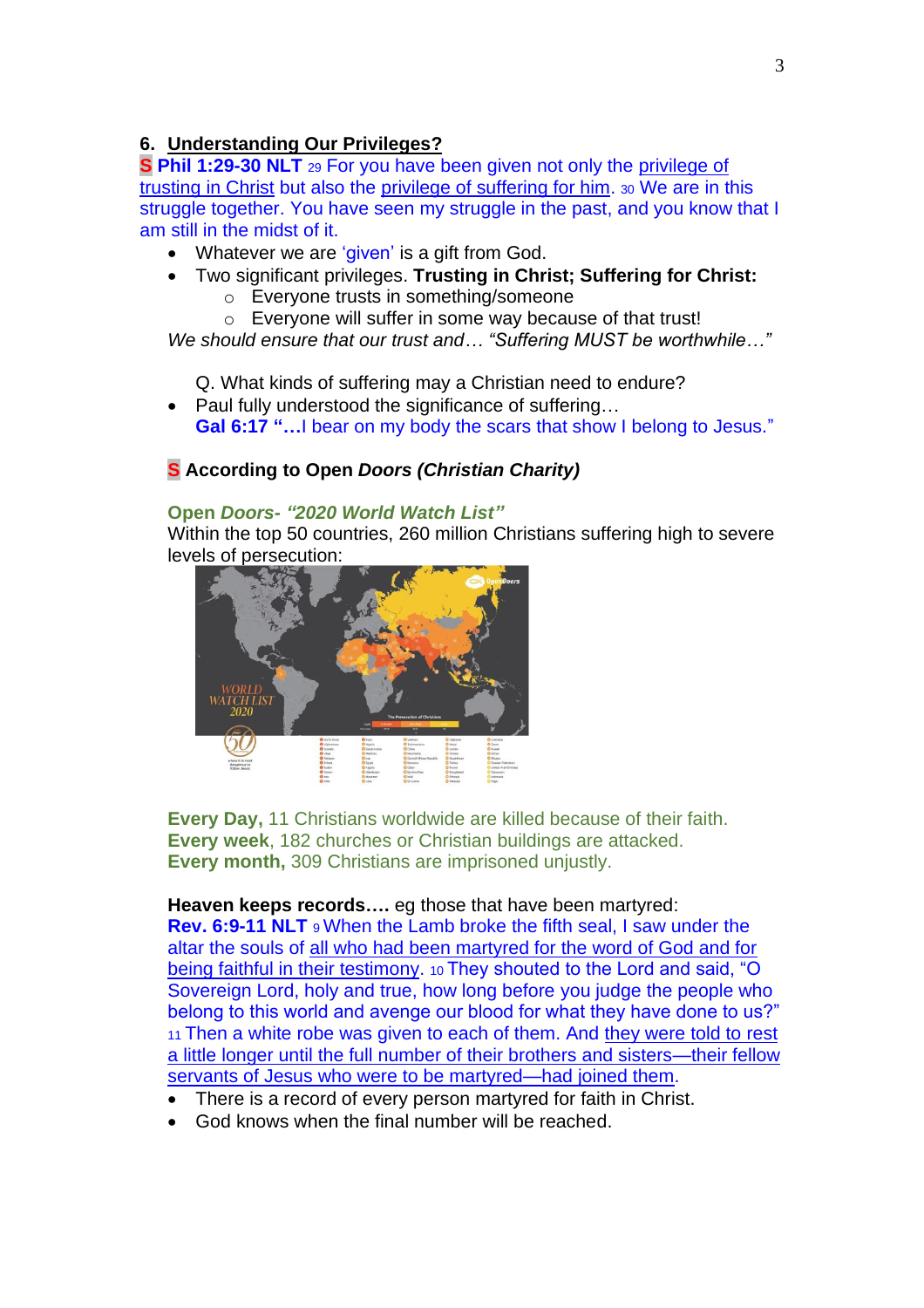## 6. Understanding Our Privileges?

**S Phil 1:29-30 NLT** 29 For you have been given not only the privilege of trusting in Christ but also the privilege of suffering for him. 30 We are in this struggle together. You have seen my struggle in the past, and you know that I am still in the midst of it.

- Whatever we are 'given' is a gift from God.
- Two significant privileges. **Trusting in Christ; Suffering for Christ:**
  - Everyone trusts in something/someone
  - Everyone will suffer in some way because of that trust!

*We should ensure that our trust and… "Suffering MUST be worthwhile…"*

Q. What kinds of suffering may a Christian need to endure?

- Paul fully understood the significance of suffering…
  **Gal 6:17 "…**I bear on my body the scars that show I belong to Jesus."

### S According to Open *Doors (Christian Charity)*

**Open *Doors- "2020 World Watch List"***

Within the top 50 countries, 260 million Christians suffering high to severe levels of persecution:

**Every Day,** 11 Christians worldwide are killed because of their faith.
**Every week**, 182 churches or Christian buildings are attacked.
**Every month,** 309 Christians are imprisoned unjustly.

**Heaven keeps records….** eg those that have been martyred:
**Rev. 6:9-11 NLT** 9 When the Lamb broke the fifth seal, I saw under the altar the souls of all who had been martyred for the word of God and for being faithful in their testimony. 10 They shouted to the Lord and said, "O Sovereign Lord, holy and true, how long before you judge the people who belong to this world and avenge our blood for what they have done to us?" 11 Then a white robe was given to each of them. And they were told to rest a little longer until the full number of their brothers and sisters—their fellow servants of Jesus who were to be martyred—had joined them.

- There is a record of every person martyred for faith in Christ.
- God knows when the final number will be reached.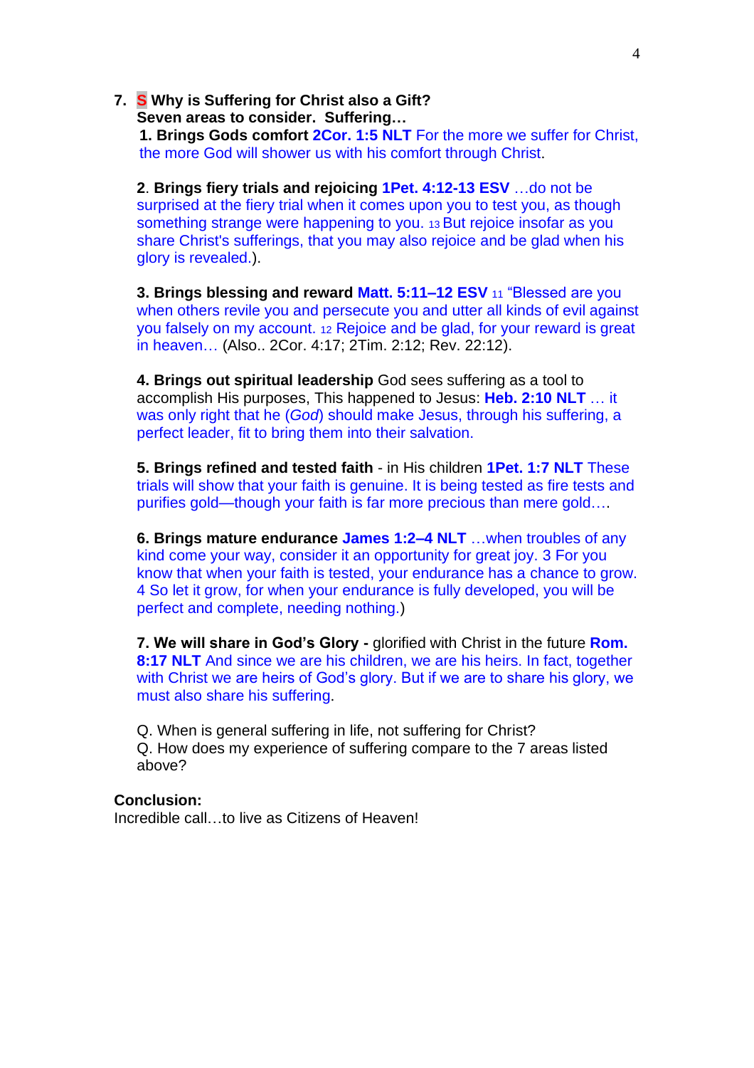7. **S Why is Suffering for Christ also a Gift?**
   **Seven areas to consider. Suffering…**

   **1. Brings Gods comfort** **2Cor. 1:5 NLT** For the more we suffer for Christ, the more God will shower us with his comfort through Christ.

   **2. Brings fiery trials and rejoicing** **1Pet. 4:12-13 ESV** …do not be surprised at the fiery trial when it comes upon you to test you, as though something strange were happening to you. 13 But rejoice insofar as you share Christ's sufferings, that you may also rejoice and be glad when his glory is revealed.).

   **3. Brings blessing and reward** **Matt. 5:11–12 ESV** 11 "Blessed are you when others revile you and persecute you and utter all kinds of evil against you falsely on my account. 12 Rejoice and be glad, for your reward is great in heaven… (Also.. 2Cor. 4:17; 2Tim. 2:12; Rev. 22:12).

   **4. Brings out spiritual leadership** God sees suffering as a tool to accomplish His purposes, This happened to Jesus: **Heb. 2:10 NLT** … it was only right that he (*God*) should make Jesus, through his suffering, a perfect leader, fit to bring them into their salvation.

   **5. Brings refined and tested faith** - in His children **1Pet. 1:7 NLT** These trials will show that your faith is genuine. It is being tested as fire tests and purifies gold—though your faith is far more precious than mere gold….

   **6. Brings mature endurance** **James 1:2–4 NLT** …when troubles of any kind come your way, consider it an opportunity for great joy. 3 For you know that when your faith is tested, your endurance has a chance to grow. 4 So let it grow, for when your endurance is fully developed, you will be perfect and complete, needing nothing.)

   **7. We will share in God's Glory -** glorified with Christ in the future **Rom. 8:17 NLT** And since we are his children, we are his heirs. In fact, together with Christ we are heirs of God's glory. But if we are to share his glory, we must also share his suffering.

   Q. When is general suffering in life, not suffering for Christ?
   Q. How does my experience of suffering compare to the 7 areas listed above?

**Conclusion:**
Incredible call…to live as Citizens of Heaven!